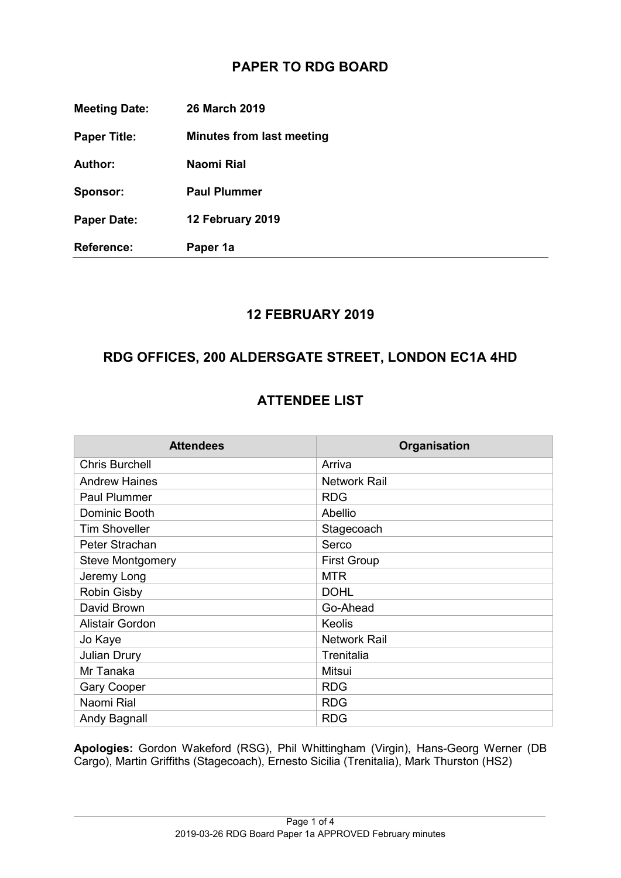# PAPER TO RDG BOARD

**Meeting Date:** **26 March 2019**

**Paper Title:** **Minutes from last meeting**

**Author:** **Naomi Rial**

**Sponsor:** **Paul Plummer**

**Paper Date:** **12 February 2019**

**Reference:** **Paper 1a**

---

## 12 FEBRUARY 2019

## RDG OFFICES, 200 ALDERSGATE STREET, LONDON EC1A 4HD

## ATTENDEE LIST

| Attendees | Organisation |
|---|---|
| Chris Burchell | Arriva |
| Andrew Haines | Network Rail |
| Paul Plummer | RDG |
| Dominic Booth | Abellio |
| Tim Shoveller | Stagecoach |
| Peter Strachan | Serco |
| Steve Montgomery | First Group |
| Jeremy Long | MTR |
| Robin Gisby | DOHL |
| David Brown | Go-Ahead |
| Alistair Gordon | Keolis |
| Jo Kaye | Network Rail |
| Julian Drury | Trenitalia |
| Mr Tanaka | Mitsui |
| Gary Cooper | RDG |
| Naomi Rial | RDG |
| Andy Bagnall | RDG |

**Apologies:** Gordon Wakeford (RSG), Phil Whittingham (Virgin), Hans-Georg Werner (DB Cargo), Martin Griffiths (Stagecoach), Ernesto Sicilia (Trenitalia), Mark Thurston (HS2)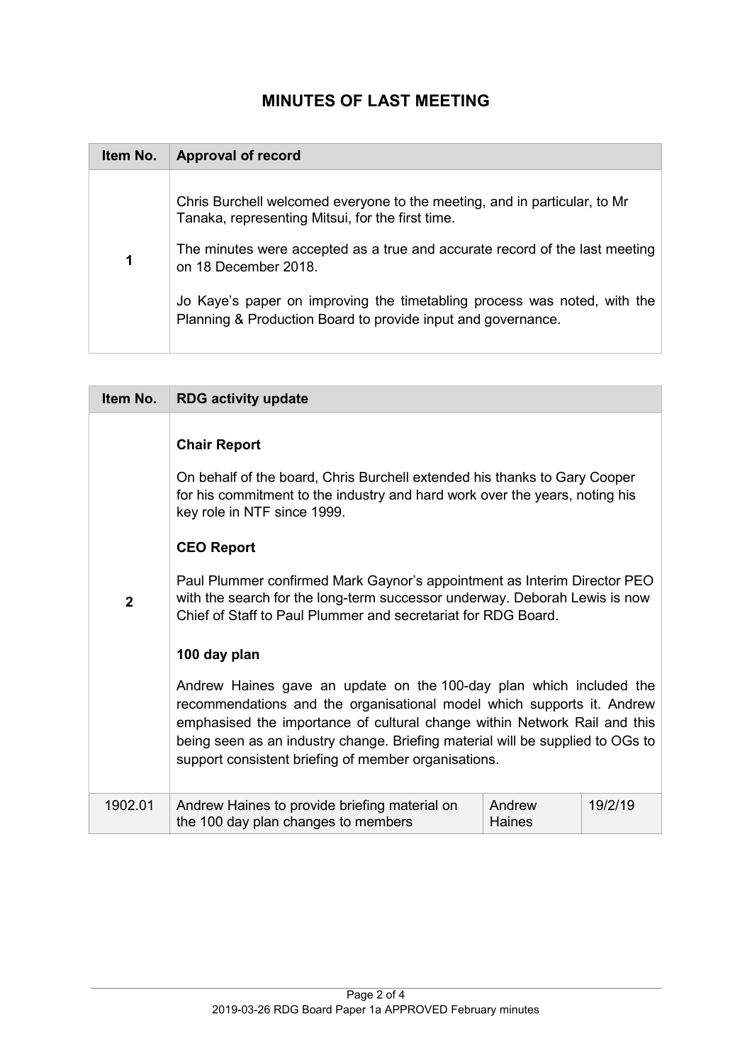# MINUTES OF LAST MEETING

| Item No. | Approval of record |
|---|---|
| 1 | Chris Burchell welcomed everyone to the meeting, and in particular, to Mr Tanaka, representing Mitsui, for the first time.<br><br>The minutes were accepted as a true and accurate record of the last meeting on 18 December 2018.<br><br>Jo Kaye's paper on improving the timetabling process was noted, with the Planning & Production Board to provide input and governance. |

| Item No. | RDG activity update | | |
|---|---|---|---|
| 2 | **Chair Report**<br><br>On behalf of the board, Chris Burchell extended his thanks to Gary Cooper for his commitment to the industry and hard work over the years, noting his key role in NTF since 1999.<br><br>**CEO Report**<br><br>Paul Plummer confirmed Mark Gaynor's appointment as Interim Director PEO with the search for the long-term successor underway. Deborah Lewis is now Chief of Staff to Paul Plummer and secretariat for RDG Board.<br><br>**100 day plan**<br><br>Andrew Haines gave an update on the 100-day plan which included the recommendations and the organisational model which supports it. Andrew emphasised the importance of cultural change within Network Rail and this being seen as an industry change. Briefing material will be supplied to OGs to support consistent briefing of member organisations. | | |
| 1902.01 | Andrew Haines to provide briefing material on the 100 day plan changes to members | Andrew Haines | 19/2/19 |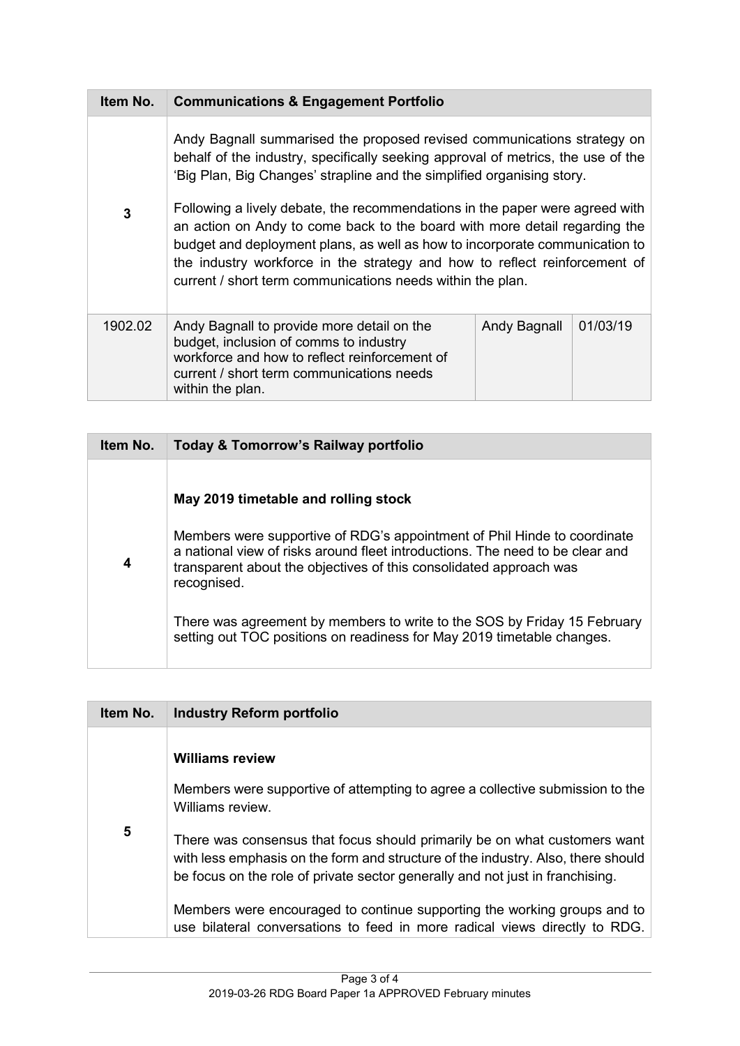| Item No. | Communications & Engagement Portfolio | | |
|---|---|---|---|
| 3 | Andy Bagnall summarised the proposed revised communications strategy on behalf of the industry, specifically seeking approval of metrics, the use of the 'Big Plan, Big Changes' strapline and the simplified organising story.<br><br>Following a lively debate, the recommendations in the paper were agreed with an action on Andy to come back to the board with more detail regarding the budget and deployment plans, as well as how to incorporate communication to the industry workforce in the strategy and how to reflect reinforcement of current / short term communications needs within the plan. | | |
| 1902.02 | Andy Bagnall to provide more detail on the budget, inclusion of comms to industry workforce and how to reflect reinforcement of current / short term communications needs within the plan. | Andy Bagnall | 01/03/19 |

| Item No. | Today & Tomorrow's Railway portfolio |
|---|---|
| 4 | **May 2019 timetable and rolling stock**<br><br>Members were supportive of RDG's appointment of Phil Hinde to coordinate a national view of risks around fleet introductions. The need to be clear and transparent about the objectives of this consolidated approach was recognised.<br><br>There was agreement by members to write to the SOS by Friday 15 February setting out TOC positions on readiness for May 2019 timetable changes. |

| Item No. | Industry Reform portfolio |
|---|---|
| 5 | **Williams review**<br><br>Members were supportive of attempting to agree a collective submission to the Williams review.<br><br>There was consensus that focus should primarily be on what customers want with less emphasis on the form and structure of the industry. Also, there should be focus on the role of private sector generally and not just in franchising.<br><br>Members were encouraged to continue supporting the working groups and to use bilateral conversations to feed in more radical views directly to RDG. |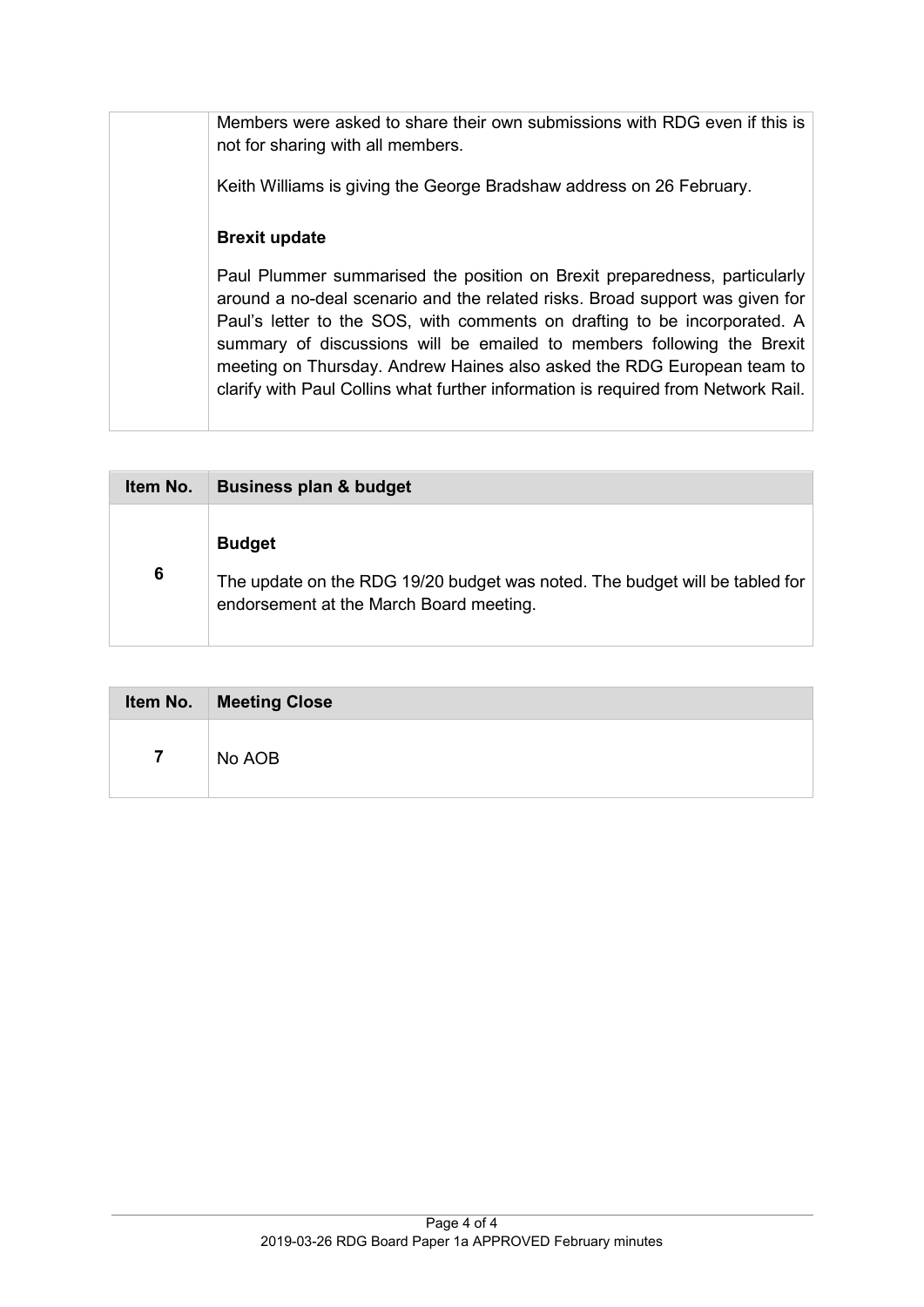| | |
|---|---|
| | Members were asked to share their own submissions with RDG even if this is not for sharing with all members.<br><br>Keith Williams is giving the George Bradshaw address on 26 February.<br><br>**Brexit update**<br><br>Paul Plummer summarised the position on Brexit preparedness, particularly around a no-deal scenario and the related risks. Broad support was given for Paul's letter to the SOS, with comments on drafting to be incorporated. A summary of discussions will be emailed to members following the Brexit meeting on Thursday. Andrew Haines also asked the RDG European team to clarify with Paul Collins what further information is required from Network Rail. |

| Item No. | Business plan & budget |
|---|---|
| **6** | **Budget**<br><br>The update on the RDG 19/20 budget was noted. The budget will be tabled for endorsement at the March Board meeting. |

| Item No. | Meeting Close |
|---|---|
| **7** | No AOB |